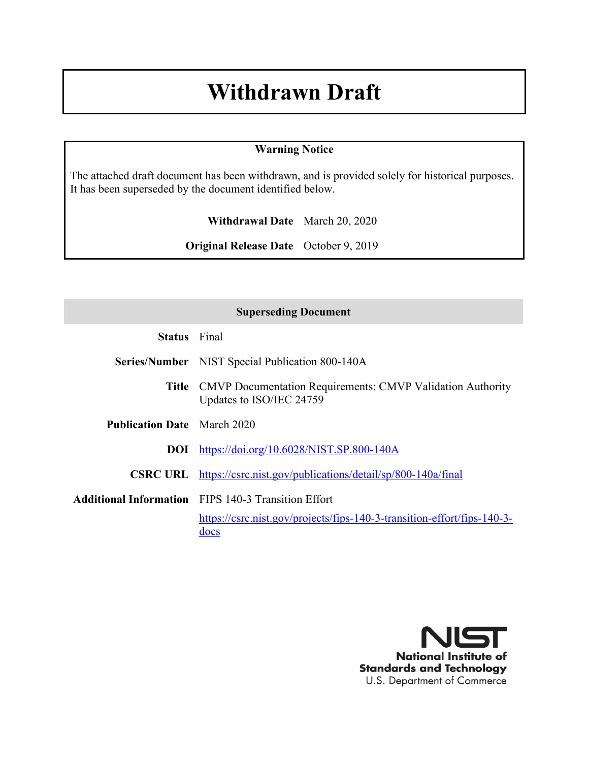# Withdrawn Draft

**Warning Notice**

The attached draft document has been withdrawn, and is provided solely for historical purposes. It has been superseded by the document identified below.

**Withdrawal Date** March 20, 2020

**Original Release Date** October 9, 2019

| Superseding Document | |
|---|---|
| **Status** | Final |
| **Series/Number** | NIST Special Publication 800-140A |
| **Title** | CMVP Documentation Requirements: CMVP Validation Authority Updates to ISO/IEC 24759 |
| **Publication Date** | March 2020 |
| **DOI** | https://doi.org/10.6028/NIST.SP.800-140A |
| **CSRC URL** | https://csrc.nist.gov/publications/detail/sp/800-140a/final |
| **Additional Information** | FIPS 140-3 Transition Effort<br>https://csrc.nist.gov/projects/fips-140-3-transition-effort/fips-140-3-docs |

**National Institute of Standards and Technology**
U.S. Department of Commerce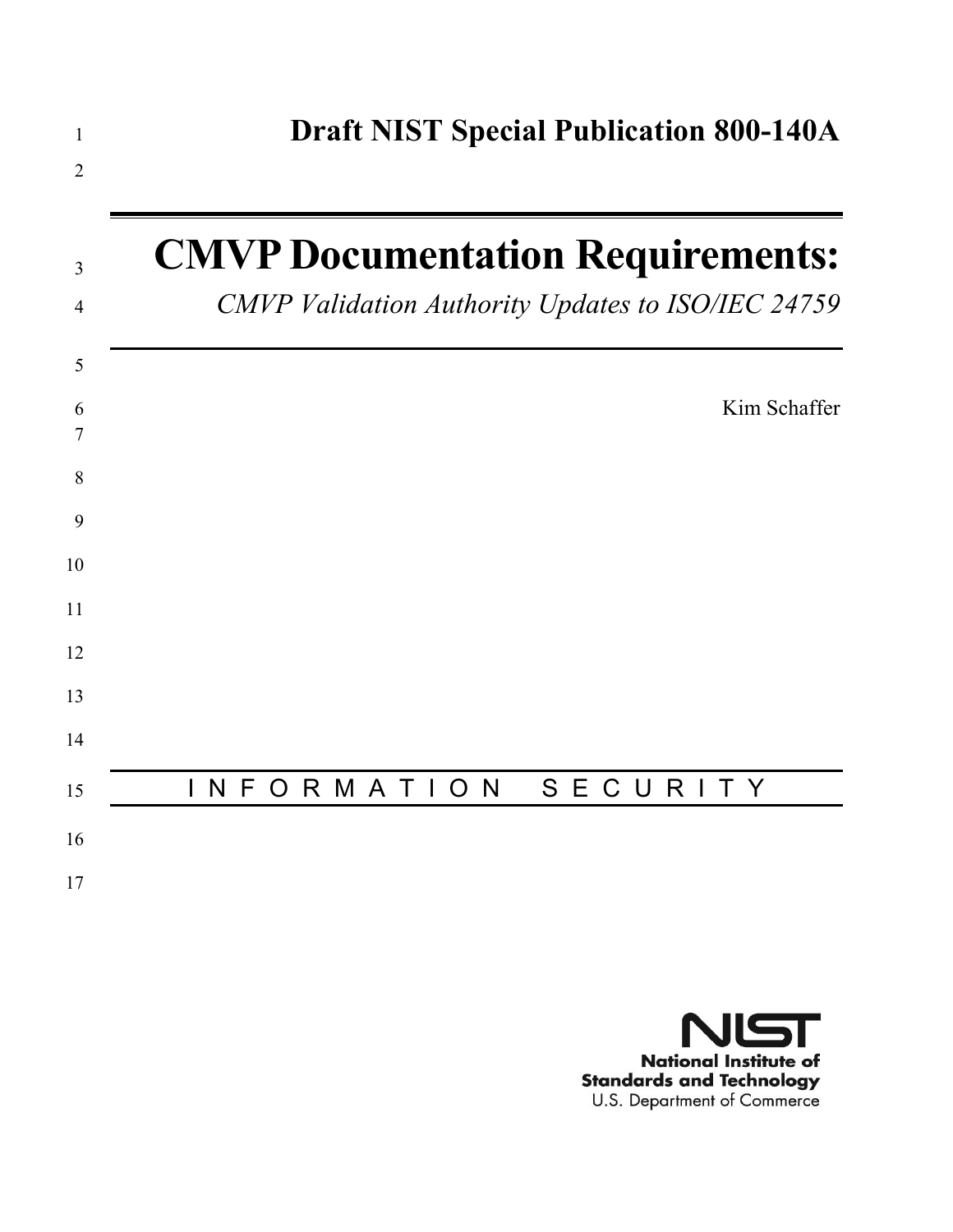# Draft NIST Special Publication 800-140A

# CMVP Documentation Requirements:

*CMVP Validation Authority Updates to ISO/IEC 24759*

Kim Schaffer

INFORMATION SECURITY

**National Institute of Standards and Technology**
U.S. Department of Commerce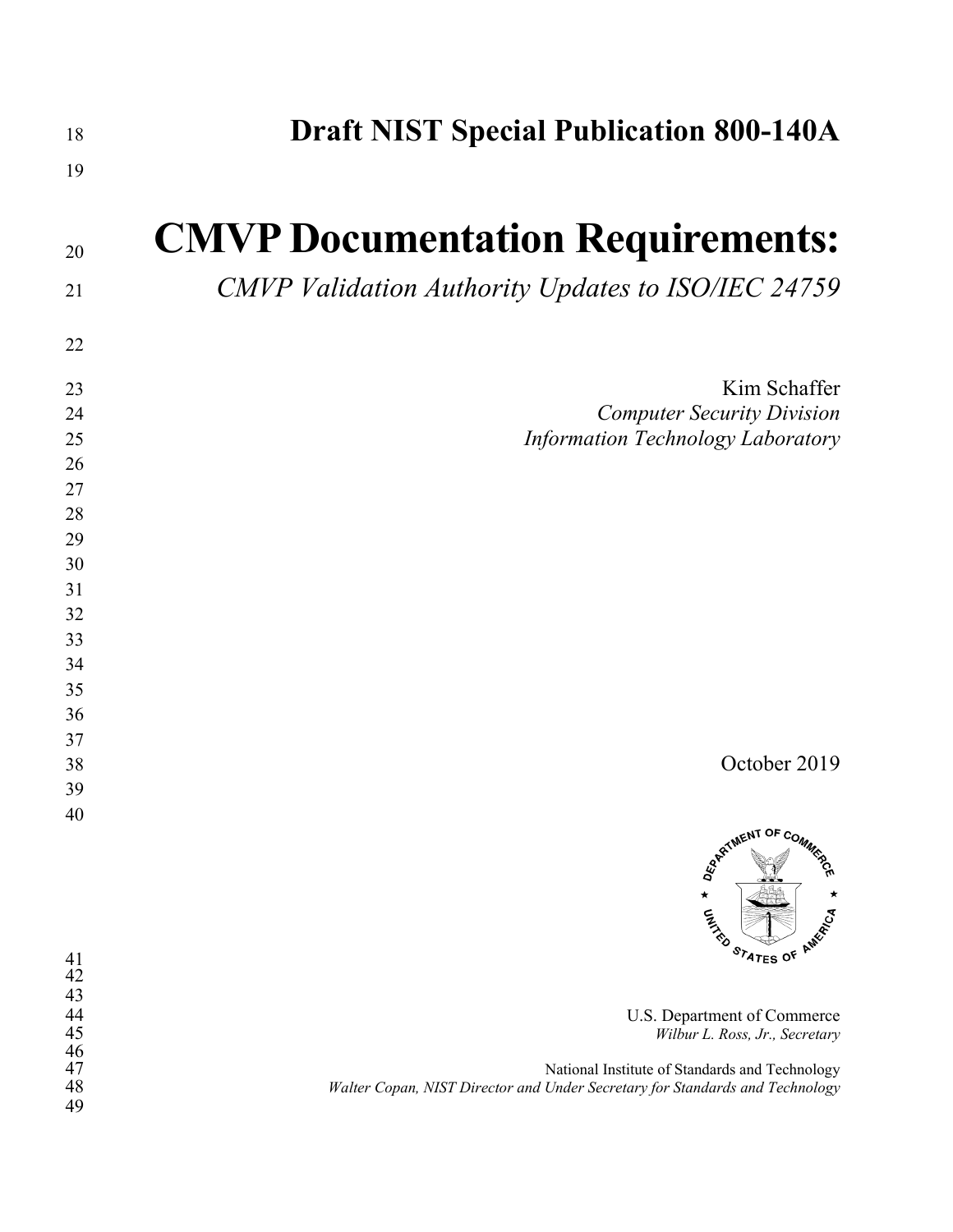# Draft NIST Special Publication 800-140A

# CMVP Documentation Requirements:

*CMVP Validation Authority Updates to ISO/IEC 24759*

Kim Schaffer
*Computer Security Division*
*Information Technology Laboratory*

October 2019

U.S. Department of Commerce
*Wilbur L. Ross, Jr., Secretary*

National Institute of Standards and Technology
*Walter Copan, NIST Director and Under Secretary for Standards and Technology*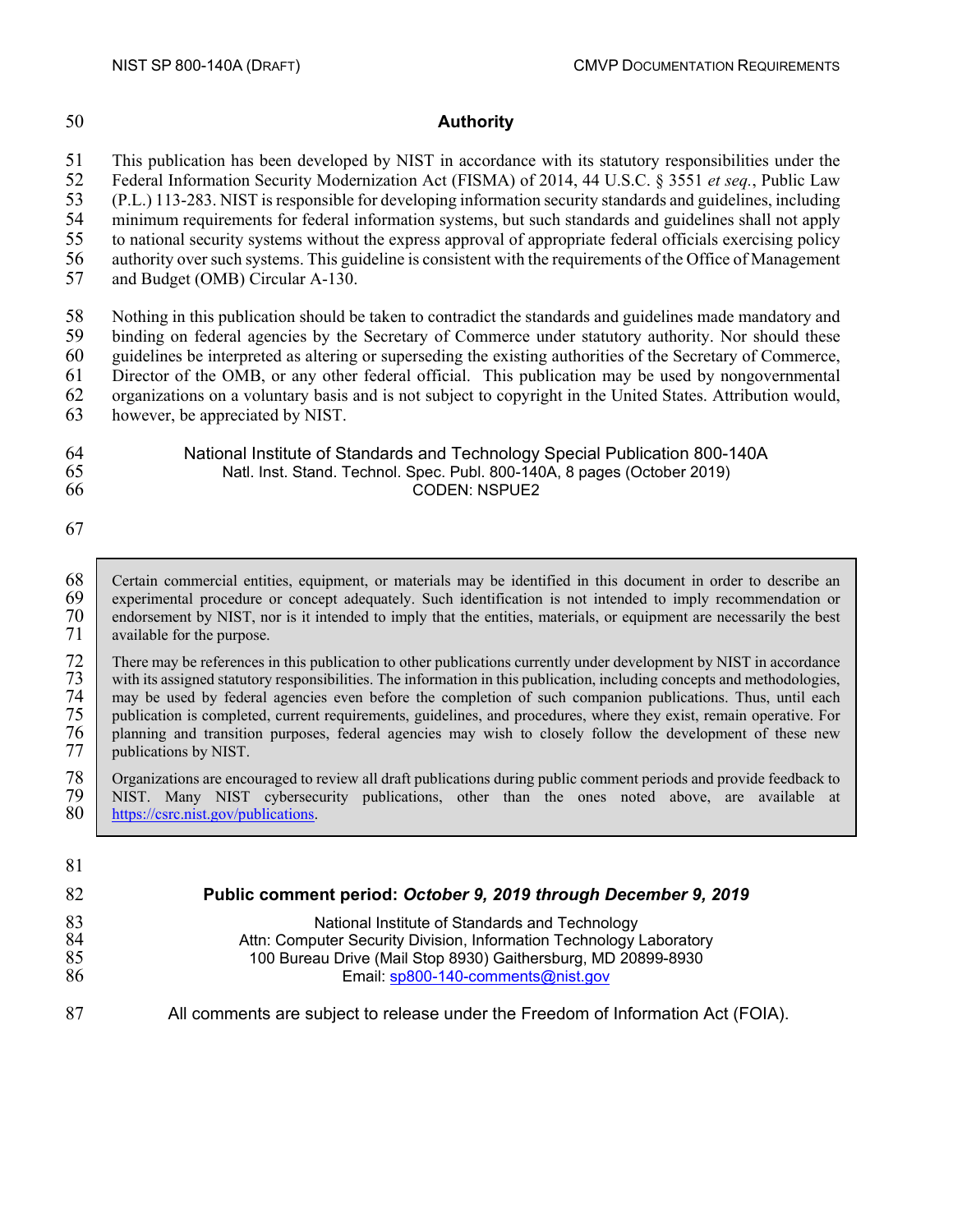## Authority

This publication has been developed by NIST in accordance with its statutory responsibilities under the Federal Information Security Modernization Act (FISMA) of 2014, 44 U.S.C. § 3551 *et seq.*, Public Law (P.L.) 113-283. NIST is responsible for developing information security standards and guidelines, including minimum requirements for federal information systems, but such standards and guidelines shall not apply to national security systems without the express approval of appropriate federal officials exercising policy authority over such systems. This guideline is consistent with the requirements of the Office of Management and Budget (OMB) Circular A-130.

Nothing in this publication should be taken to contradict the standards and guidelines made mandatory and binding on federal agencies by the Secretary of Commerce under statutory authority. Nor should these guidelines be interpreted as altering or superseding the existing authorities of the Secretary of Commerce, Director of the OMB, or any other federal official. This publication may be used by nongovernmental organizations on a voluntary basis and is not subject to copyright in the United States. Attribution would, however, be appreciated by NIST.

National Institute of Standards and Technology Special Publication 800-140A
Natl. Inst. Stand. Technol. Spec. Publ. 800-140A, 8 pages (October 2019)
CODEN: NSPUE2

> Certain commercial entities, equipment, or materials may be identified in this document in order to describe an experimental procedure or concept adequately. Such identification is not intended to imply recommendation or endorsement by NIST, nor is it intended to imply that the entities, materials, or equipment are necessarily the best available for the purpose.
>
> There may be references in this publication to other publications currently under development by NIST in accordance with its assigned statutory responsibilities. The information in this publication, including concepts and methodologies, may be used by federal agencies even before the completion of such companion publications. Thus, until each publication is completed, current requirements, guidelines, and procedures, where they exist, remain operative. For planning and transition purposes, federal agencies may wish to closely follow the development of these new publications by NIST.
>
> Organizations are encouraged to review all draft publications during public comment periods and provide feedback to NIST. Many NIST cybersecurity publications, other than the ones noted above, are available at https://csrc.nist.gov/publications.

**Public comment period:** ***October 9, 2019 through December 9, 2019***

National Institute of Standards and Technology
Attn: Computer Security Division, Information Technology Laboratory
100 Bureau Drive (Mail Stop 8930) Gaithersburg, MD 20899-8930
Email: sp800-140-comments@nist.gov

All comments are subject to release under the Freedom of Information Act (FOIA).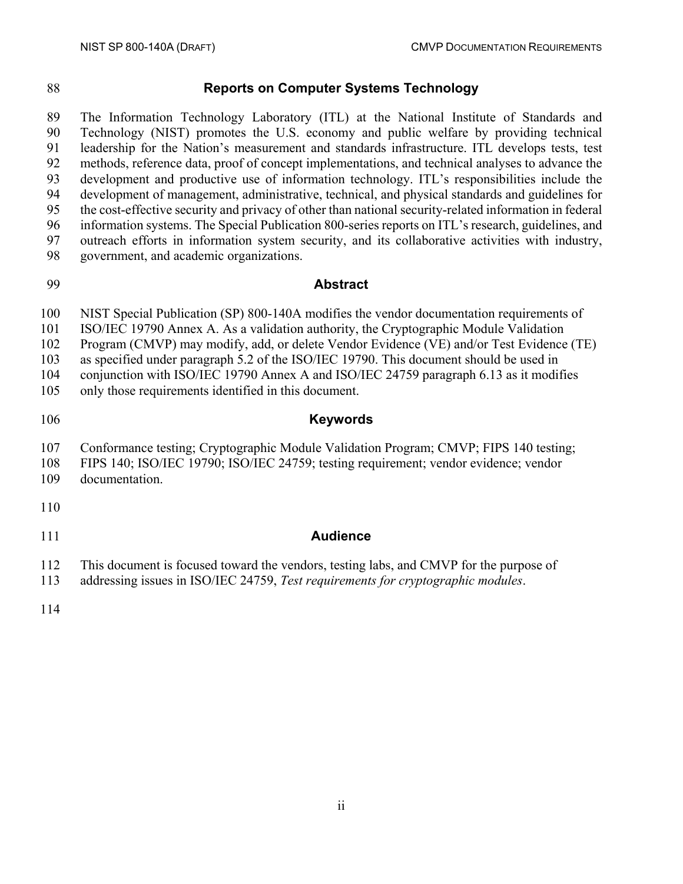## Reports on Computer Systems Technology

The Information Technology Laboratory (ITL) at the National Institute of Standards and Technology (NIST) promotes the U.S. economy and public welfare by providing technical leadership for the Nation's measurement and standards infrastructure. ITL develops tests, test methods, reference data, proof of concept implementations, and technical analyses to advance the development and productive use of information technology. ITL's responsibilities include the development of management, administrative, technical, and physical standards and guidelines for the cost-effective security and privacy of other than national security-related information in federal information systems. The Special Publication 800-series reports on ITL's research, guidelines, and outreach efforts in information system security, and its collaborative activities with industry, government, and academic organizations.

## Abstract

NIST Special Publication (SP) 800-140A modifies the vendor documentation requirements of ISO/IEC 19790 Annex A. As a validation authority, the Cryptographic Module Validation Program (CMVP) may modify, add, or delete Vendor Evidence (VE) and/or Test Evidence (TE) as specified under paragraph 5.2 of the ISO/IEC 19790. This document should be used in conjunction with ISO/IEC 19790 Annex A and ISO/IEC 24759 paragraph 6.13 as it modifies only those requirements identified in this document.

## Keywords

Conformance testing; Cryptographic Module Validation Program; CMVP; FIPS 140 testing; FIPS 140; ISO/IEC 19790; ISO/IEC 24759; testing requirement; vendor evidence; vendor documentation.

## Audience

This document is focused toward the vendors, testing labs, and CMVP for the purpose of addressing issues in ISO/IEC 24759, *Test requirements for cryptographic modules*.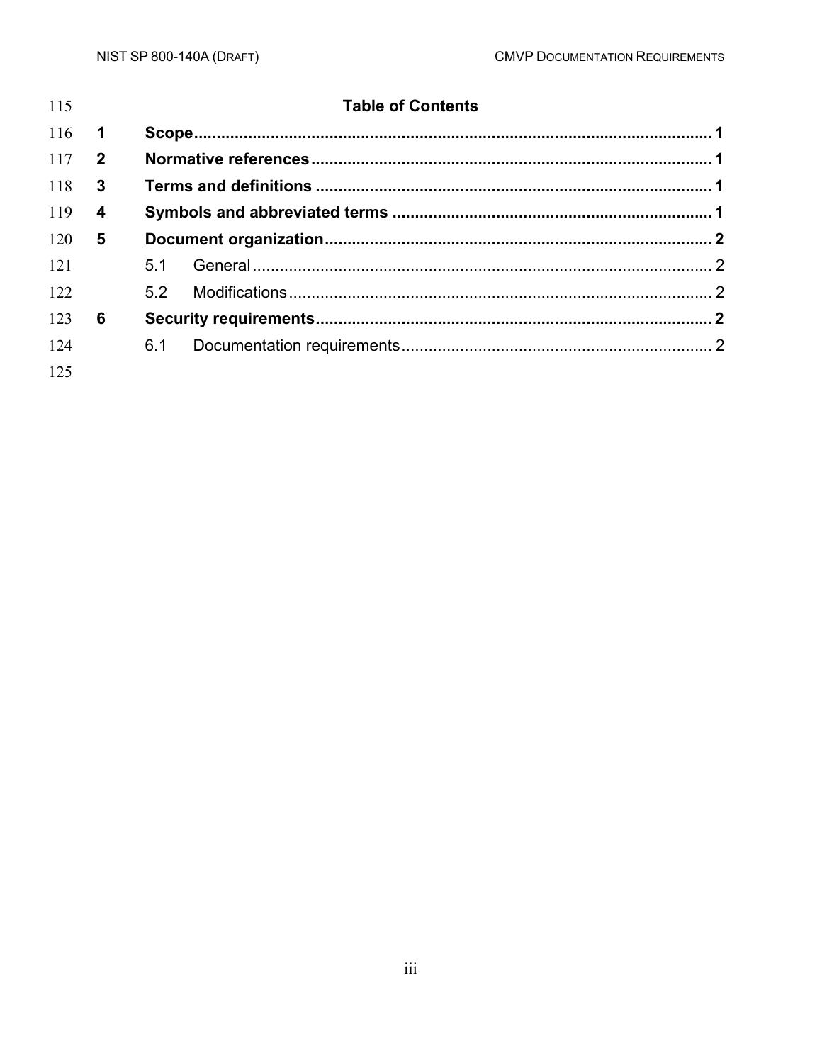## Table of Contents

**1 Scope** ..... **1**

**2 Normative references** ..... **1**

**3 Terms and definitions** ..... **1**

**4 Symbols and abbreviated terms** ..... **1**

**5 Document organization** ..... **2**

5.1 General ..... 2

5.2 Modifications ..... 2

**6 Security requirements** ..... **2**

6.1 Documentation requirements ..... 2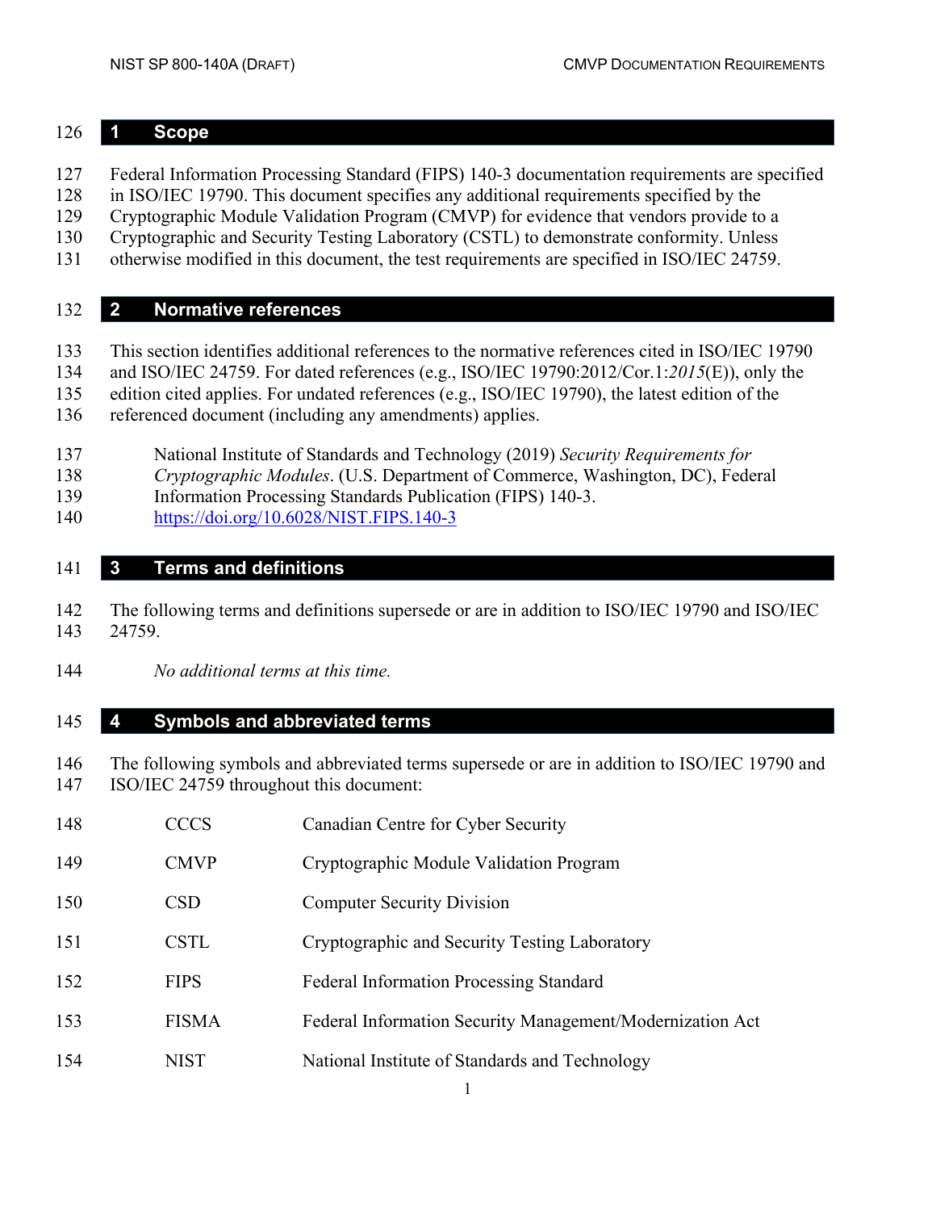## 1 Scope

Federal Information Processing Standard (FIPS) 140-3 documentation requirements are specified in ISO/IEC 19790. This document specifies any additional requirements specified by the Cryptographic Module Validation Program (CMVP) for evidence that vendors provide to a Cryptographic and Security Testing Laboratory (CSTL) to demonstrate conformity. Unless otherwise modified in this document, the test requirements are specified in ISO/IEC 24759.

## 2 Normative references

This section identifies additional references to the normative references cited in ISO/IEC 19790 and ISO/IEC 24759. For dated references (e.g., ISO/IEC 19790:2012/Cor.1:*2015*(E)), only the edition cited applies. For undated references (e.g., ISO/IEC 19790), the latest edition of the referenced document (including any amendments) applies.

> National Institute of Standards and Technology (2019) *Security Requirements for Cryptographic Modules*. (U.S. Department of Commerce, Washington, DC), Federal Information Processing Standards Publication (FIPS) 140-3. https://doi.org/10.6028/NIST.FIPS.140-3

## 3 Terms and definitions

The following terms and definitions supersede or are in addition to ISO/IEC 19790 and ISO/IEC 24759.

*No additional terms at this time.*

## 4 Symbols and abbreviated terms

The following symbols and abbreviated terms supersede or are in addition to ISO/IEC 19790 and ISO/IEC 24759 throughout this document:

| | |
|---|---|
| CCCS | Canadian Centre for Cyber Security |
| CMVP | Cryptographic Module Validation Program |
| CSD | Computer Security Division |
| CSTL | Cryptographic and Security Testing Laboratory |
| FIPS | Federal Information Processing Standard |
| FISMA | Federal Information Security Management/Modernization Act |
| NIST | National Institute of Standards and Technology |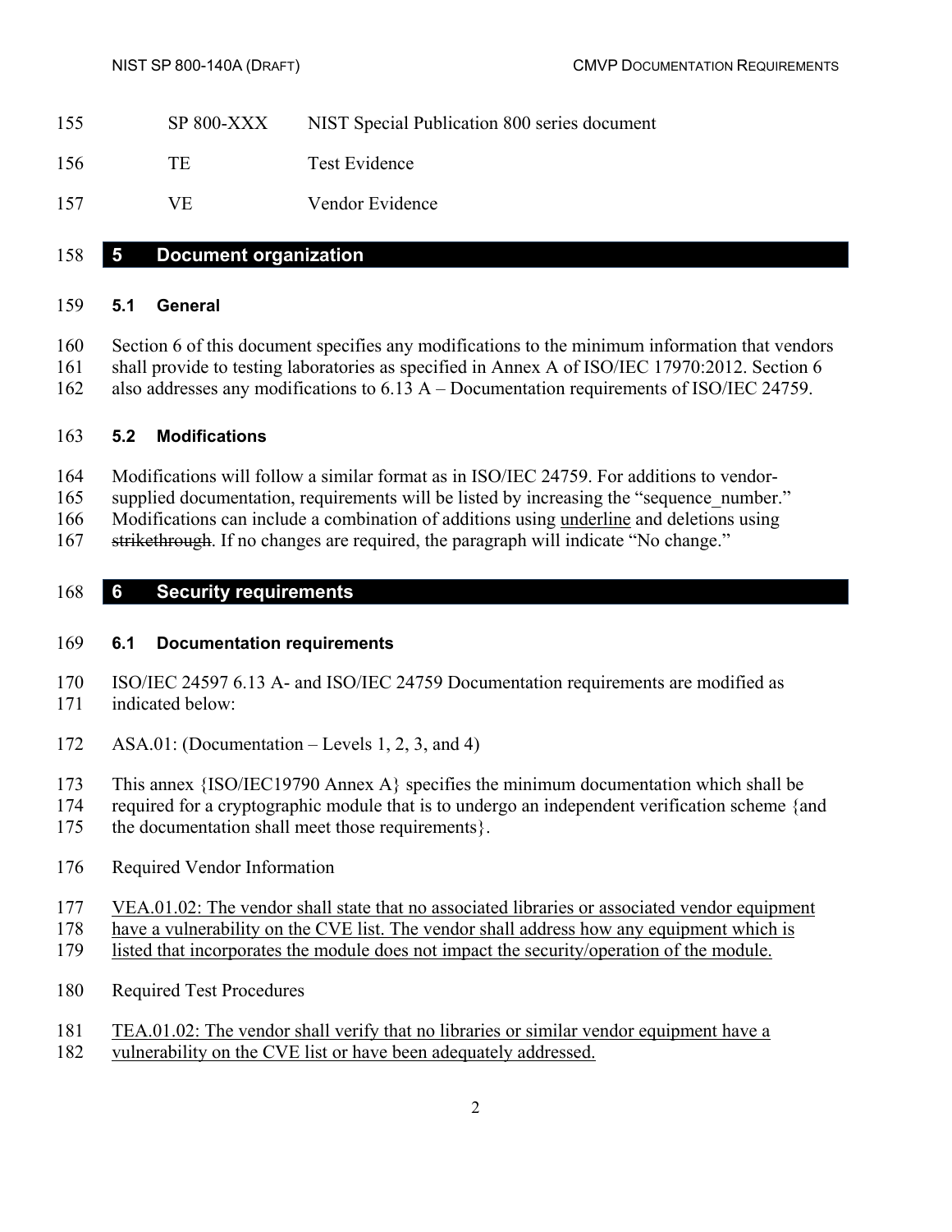| | |
|---|---|
| SP 800-XXX | NIST Special Publication 800 series document |
| TE | Test Evidence |
| VE | Vendor Evidence |

# 5 Document organization

## 5.1 General

Section 6 of this document specifies any modifications to the minimum information that vendors shall provide to testing laboratories as specified in Annex A of ISO/IEC 17970:2012. Section 6 also addresses any modifications to 6.13 A – Documentation requirements of ISO/IEC 24759.

## 5.2 Modifications

Modifications will follow a similar format as in ISO/IEC 24759. For additions to vendor-supplied documentation, requirements will be listed by increasing the "sequence_number." Modifications can include a combination of additions using <u>underline</u> and deletions using ~~strikethrough~~. If no changes are required, the paragraph will indicate "No change."

# 6 Security requirements

## 6.1 Documentation requirements

ISO/IEC 24597 6.13 A- and ISO/IEC 24759 Documentation requirements are modified as indicated below:

ASA.01: (Documentation – Levels 1, 2, 3, and 4)

This annex {ISO/IEC19790 Annex A} specifies the minimum documentation which shall be required for a cryptographic module that is to undergo an independent verification scheme {and the documentation shall meet those requirements}.

Required Vendor Information

<u>VEA.01.02: The vendor shall state that no associated libraries or associated vendor equipment have a vulnerability on the CVE list. The vendor shall address how any equipment which is listed that incorporates the module does not impact the security/operation of the module.</u>

Required Test Procedures

<u>TEA.01.02: The vendor shall verify that no libraries or similar vendor equipment have a vulnerability on the CVE list or have been adequately addressed.</u>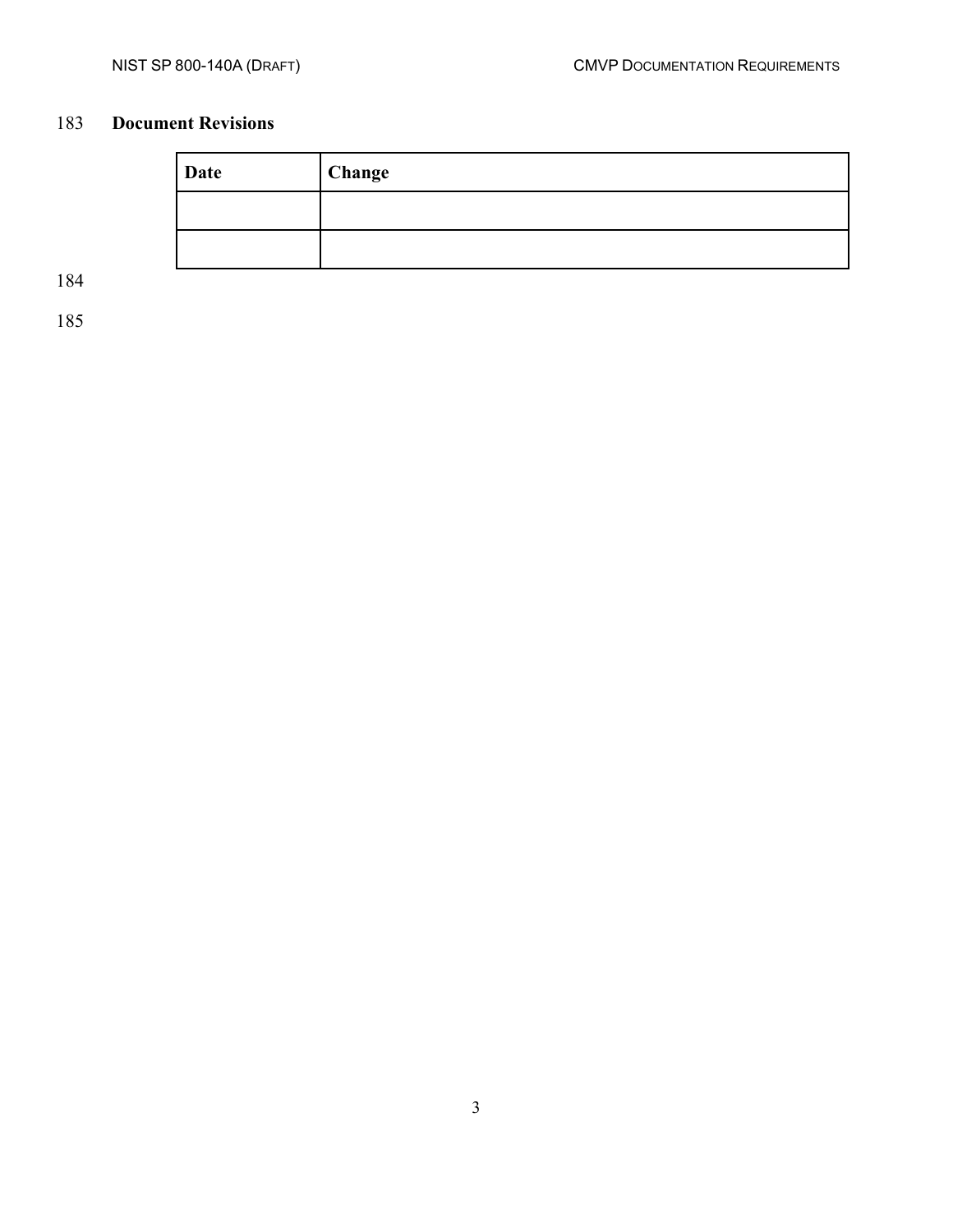## Document Revisions

| Date | Change |
| --- | --- |
| | |
| | |